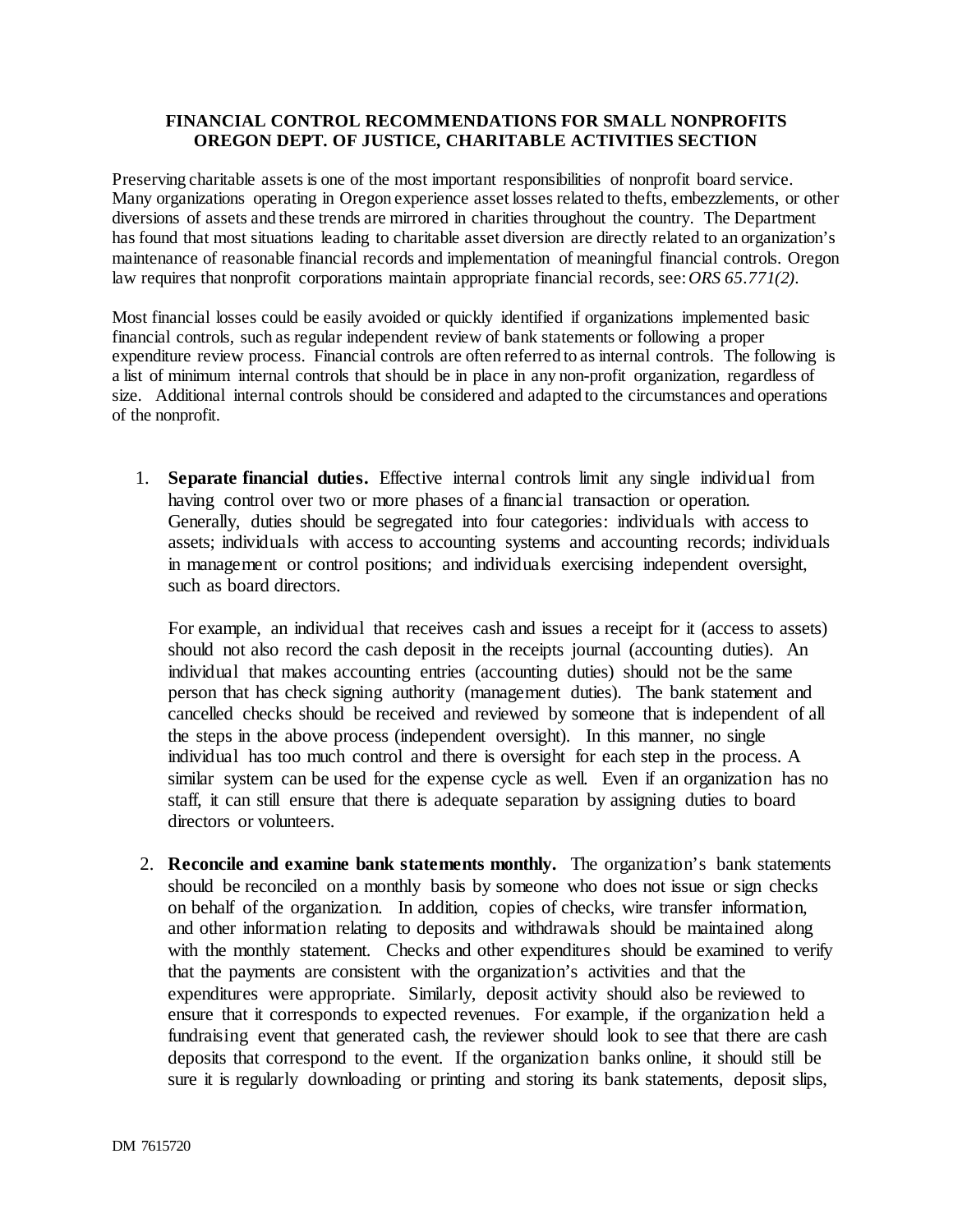# FINANCIAL CONTROL RECOMMENDATIONS FOR SMALL NONPROFITS
## OREGON DEPT. OF JUSTICE, CHARITABLE ACTIVITIES SECTION

Preserving charitable assets is one of the most important responsibilities of nonprofit board service. Many organizations operating in Oregon experience asset losses related to thefts, embezzlements, or other diversions of assets and these trends are mirrored in charities throughout the country. The Department has found that most situations leading to charitable asset diversion are directly related to an organization's maintenance of reasonable financial records and implementation of meaningful financial controls. Oregon law requires that nonprofit corporations maintain appropriate financial records, see: *ORS 65.771(2)*.

Most financial losses could be easily avoided or quickly identified if organizations implemented basic financial controls, such as regular independent review of bank statements or following a proper expenditure review process. Financial controls are often referred to as internal controls. The following is a list of minimum internal controls that should be in place in any non-profit organization, regardless of size. Additional internal controls should be considered and adapted to the circumstances and operations of the nonprofit.

1. **Separate financial duties.** Effective internal controls limit any single individual from having control over two or more phases of a financial transaction or operation. Generally, duties should be segregated into four categories: individuals with access to assets; individuals with access to accounting systems and accounting records; individuals in management or control positions; and individuals exercising independent oversight, such as board directors.

   For example, an individual that receives cash and issues a receipt for it (access to assets) should not also record the cash deposit in the receipts journal (accounting duties). An individual that makes accounting entries (accounting duties) should not be the same person that has check signing authority (management duties). The bank statement and cancelled checks should be received and reviewed by someone that is independent of all the steps in the above process (independent oversight). In this manner, no single individual has too much control and there is oversight for each step in the process. A similar system can be used for the expense cycle as well. Even if an organization has no staff, it can still ensure that there is adequate separation by assigning duties to board directors or volunteers.

2. **Reconcile and examine bank statements monthly.** The organization's bank statements should be reconciled on a monthly basis by someone who does not issue or sign checks on behalf of the organization. In addition, copies of checks, wire transfer information, and other information relating to deposits and withdrawals should be maintained along with the monthly statement. Checks and other expenditures should be examined to verify that the payments are consistent with the organization's activities and that the expenditures were appropriate. Similarly, deposit activity should also be reviewed to ensure that it corresponds to expected revenues. For example, if the organization held a fundraising event that generated cash, the reviewer should look to see that there are cash deposits that correspond to the event. If the organization banks online, it should still be sure it is regularly downloading or printing and storing its bank statements, deposit slips,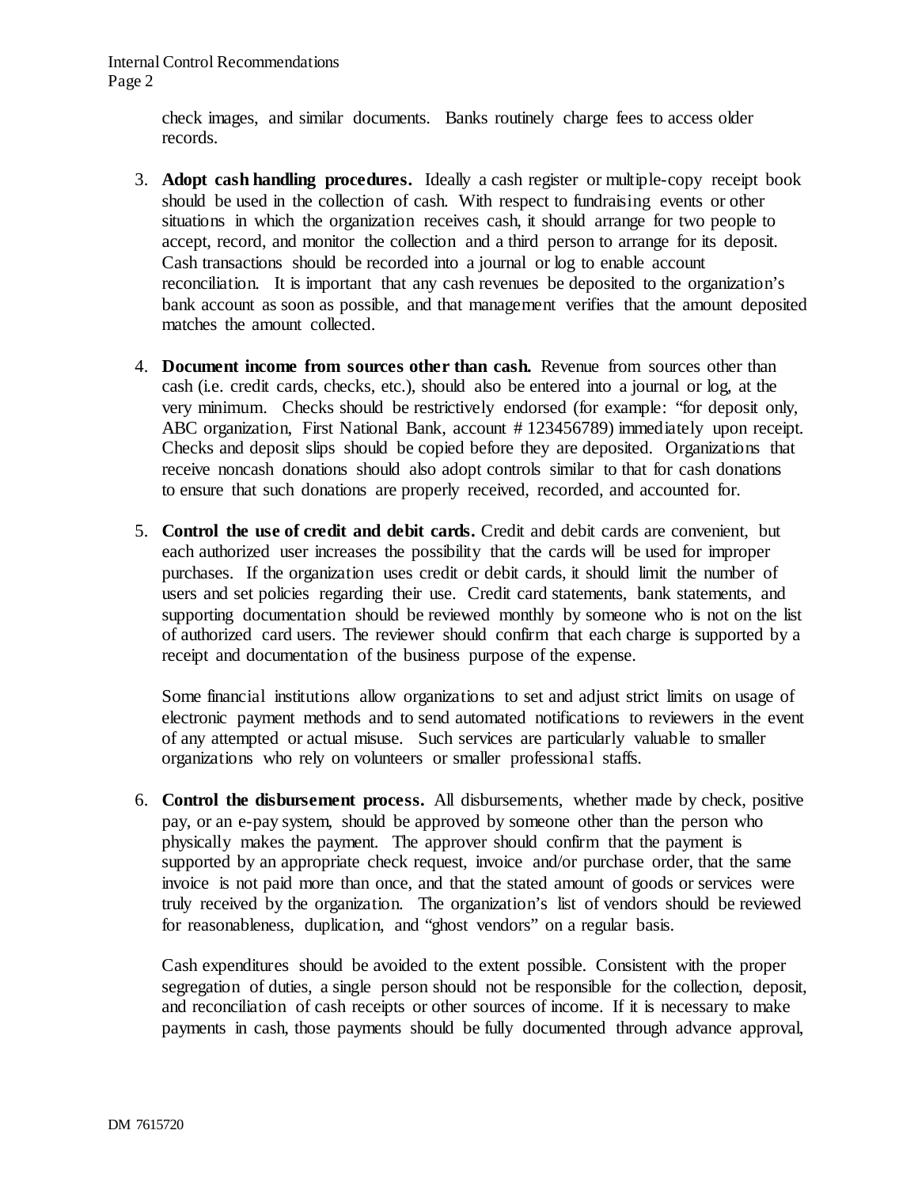check images, and similar documents. Banks routinely charge fees to access older records.

3. **Adopt cash handling procedures.** Ideally a cash register or multiple-copy receipt book should be used in the collection of cash. With respect to fundraising events or other situations in which the organization receives cash, it should arrange for two people to accept, record, and monitor the collection and a third person to arrange for its deposit. Cash transactions should be recorded into a journal or log to enable account reconciliation. It is important that any cash revenues be deposited to the organization's bank account as soon as possible, and that management verifies that the amount deposited matches the amount collected.

4. **Document income from sources other than cash.** Revenue from sources other than cash (i.e. credit cards, checks, etc.), should also be entered into a journal or log, at the very minimum. Checks should be restrictively endorsed (for example: "for deposit only, ABC organization, First National Bank, account # 123456789) immediately upon receipt. Checks and deposit slips should be copied before they are deposited. Organizations that receive noncash donations should also adopt controls similar to that for cash donations to ensure that such donations are properly received, recorded, and accounted for.

5. **Control the use of credit and debit cards.** Credit and debit cards are convenient, but each authorized user increases the possibility that the cards will be used for improper purchases. If the organization uses credit or debit cards, it should limit the number of users and set policies regarding their use. Credit card statements, bank statements, and supporting documentation should be reviewed monthly by someone who is not on the list of authorized card users. The reviewer should confirm that each charge is supported by a receipt and documentation of the business purpose of the expense.

   Some financial institutions allow organizations to set and adjust strict limits on usage of electronic payment methods and to send automated notifications to reviewers in the event of any attempted or actual misuse. Such services are particularly valuable to smaller organizations who rely on volunteers or smaller professional staffs.

6. **Control the disbursement process.** All disbursements, whether made by check, positive pay, or an e-pay system, should be approved by someone other than the person who physically makes the payment. The approver should confirm that the payment is supported by an appropriate check request, invoice and/or purchase order, that the same invoice is not paid more than once, and that the stated amount of goods or services were truly received by the organization. The organization's list of vendors should be reviewed for reasonableness, duplication, and "ghost vendors" on a regular basis.

   Cash expenditures should be avoided to the extent possible. Consistent with the proper segregation of duties, a single person should not be responsible for the collection, deposit, and reconciliation of cash receipts or other sources of income. If it is necessary to make payments in cash, those payments should be fully documented through advance approval,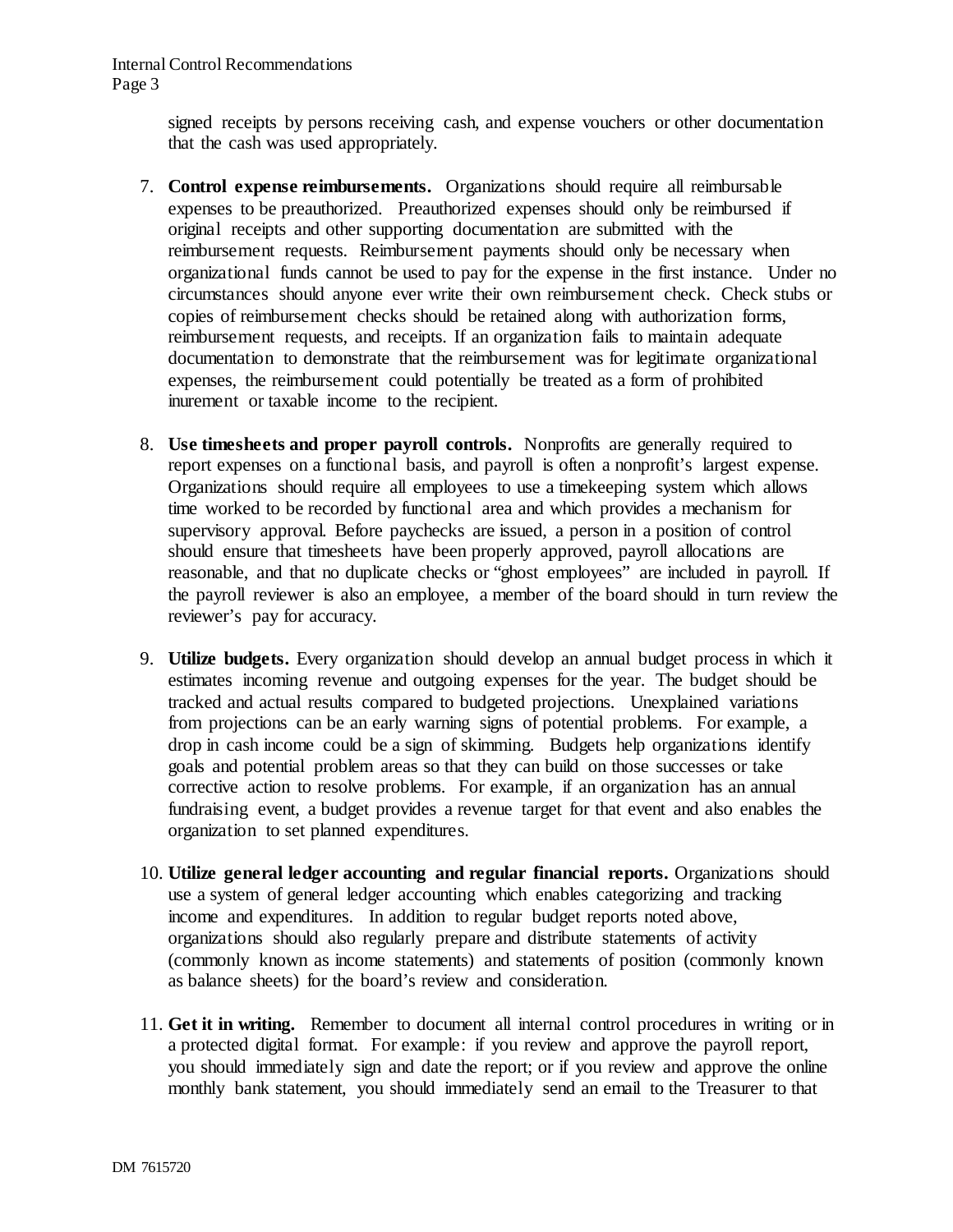signed receipts by persons receiving cash, and expense vouchers or other documentation that the cash was used appropriately.

7. **Control expense reimbursements.** Organizations should require all reimbursable expenses to be preauthorized. Preauthorized expenses should only be reimbursed if original receipts and other supporting documentation are submitted with the reimbursement requests. Reimbursement payments should only be necessary when organizational funds cannot be used to pay for the expense in the first instance. Under no circumstances should anyone ever write their own reimbursement check. Check stubs or copies of reimbursement checks should be retained along with authorization forms, reimbursement requests, and receipts. If an organization fails to maintain adequate documentation to demonstrate that the reimbursement was for legitimate organizational expenses, the reimbursement could potentially be treated as a form of prohibited inurement or taxable income to the recipient.

8. **Use timesheets and proper payroll controls.** Nonprofits are generally required to report expenses on a functional basis, and payroll is often a nonprofit's largest expense. Organizations should require all employees to use a timekeeping system which allows time worked to be recorded by functional area and which provides a mechanism for supervisory approval. Before paychecks are issued, a person in a position of control should ensure that timesheets have been properly approved, payroll allocations are reasonable, and that no duplicate checks or "ghost employees" are included in payroll. If the payroll reviewer is also an employee, a member of the board should in turn review the reviewer's pay for accuracy.

9. **Utilize budgets.** Every organization should develop an annual budget process in which it estimates incoming revenue and outgoing expenses for the year. The budget should be tracked and actual results compared to budgeted projections. Unexplained variations from projections can be an early warning signs of potential problems. For example, a drop in cash income could be a sign of skimming. Budgets help organizations identify goals and potential problem areas so that they can build on those successes or take corrective action to resolve problems. For example, if an organization has an annual fundraising event, a budget provides a revenue target for that event and also enables the organization to set planned expenditures.

10. **Utilize general ledger accounting and regular financial reports.** Organizations should use a system of general ledger accounting which enables categorizing and tracking income and expenditures. In addition to regular budget reports noted above, organizations should also regularly prepare and distribute statements of activity (commonly known as income statements) and statements of position (commonly known as balance sheets) for the board's review and consideration.

11. **Get it in writing.** Remember to document all internal control procedures in writing or in a protected digital format. For example: if you review and approve the payroll report, you should immediately sign and date the report; or if you review and approve the online monthly bank statement, you should immediately send an email to the Treasurer to that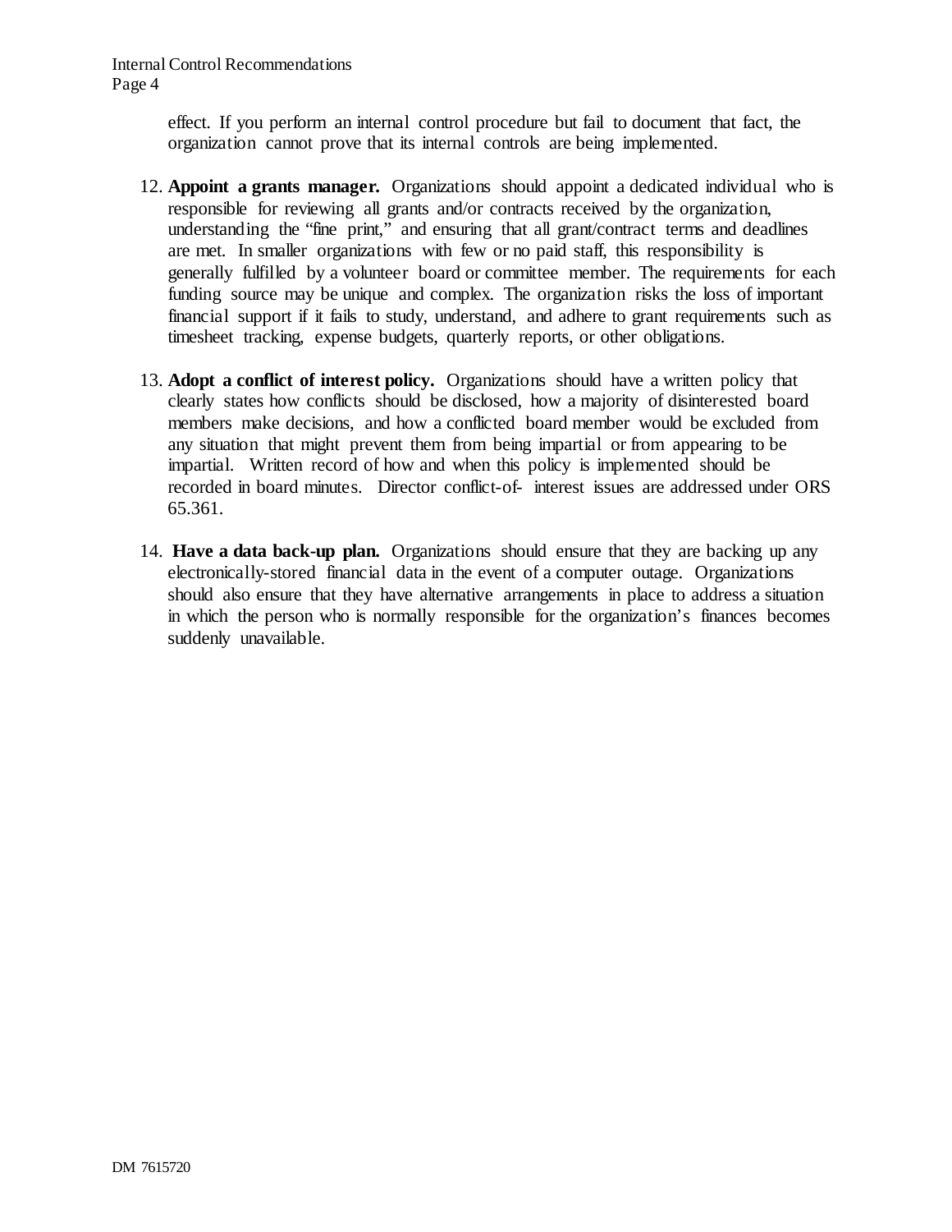effect. If you perform an internal control procedure but fail to document that fact, the organization cannot prove that its internal controls are being implemented.

12. **Appoint a grants manager.** Organizations should appoint a dedicated individual who is responsible for reviewing all grants and/or contracts received by the organization, understanding the "fine print," and ensuring that all grant/contract terms and deadlines are met. In smaller organizations with few or no paid staff, this responsibility is generally fulfilled by a volunteer board or committee member. The requirements for each funding source may be unique and complex. The organization risks the loss of important financial support if it fails to study, understand, and adhere to grant requirements such as timesheet tracking, expense budgets, quarterly reports, or other obligations.

13. **Adopt a conflict of interest policy.** Organizations should have a written policy that clearly states how conflicts should be disclosed, how a majority of disinterested board members make decisions, and how a conflicted board member would be excluded from any situation that might prevent them from being impartial or from appearing to be impartial. Written record of how and when this policy is implemented should be recorded in board minutes. Director conflict-of- interest issues are addressed under ORS 65.361.

14. **Have a data back-up plan.** Organizations should ensure that they are backing up any electronically-stored financial data in the event of a computer outage. Organizations should also ensure that they have alternative arrangements in place to address a situation in which the person who is normally responsible for the organization's finances becomes suddenly unavailable.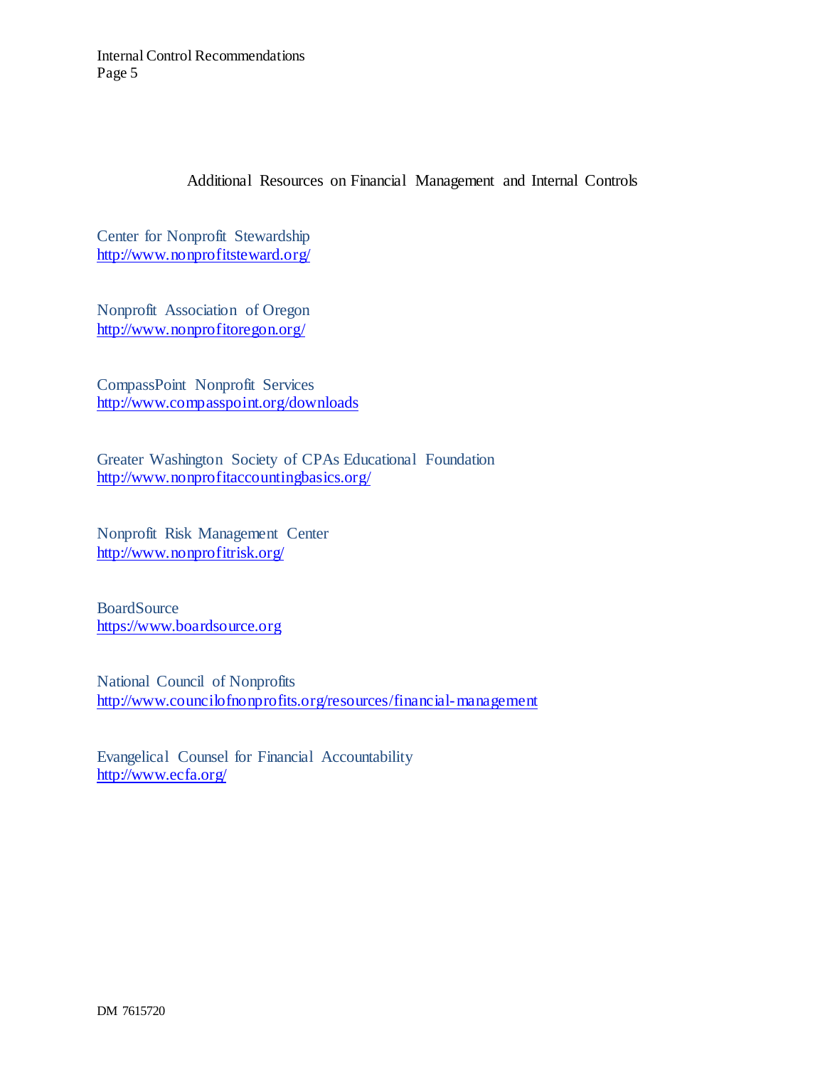## Additional Resources on Financial Management and Internal Controls

Center for Nonprofit Stewardship
http://www.nonprofitsteward.org/

Nonprofit Association of Oregon
http://www.nonprofitoregon.org/

CompassPoint Nonprofit Services
http://www.compasspoint.org/downloads

Greater Washington Society of CPAs Educational Foundation
http://www.nonprofitaccountingbasics.org/

Nonprofit Risk Management Center
http://www.nonprofitrisk.org/

BoardSource
https://www.boardsource.org

National Council of Nonprofits
http://www.councilofnonprofits.org/resources/financial-management

Evangelical Counsel for Financial Accountability
http://www.ecfa.org/

DM 7615720